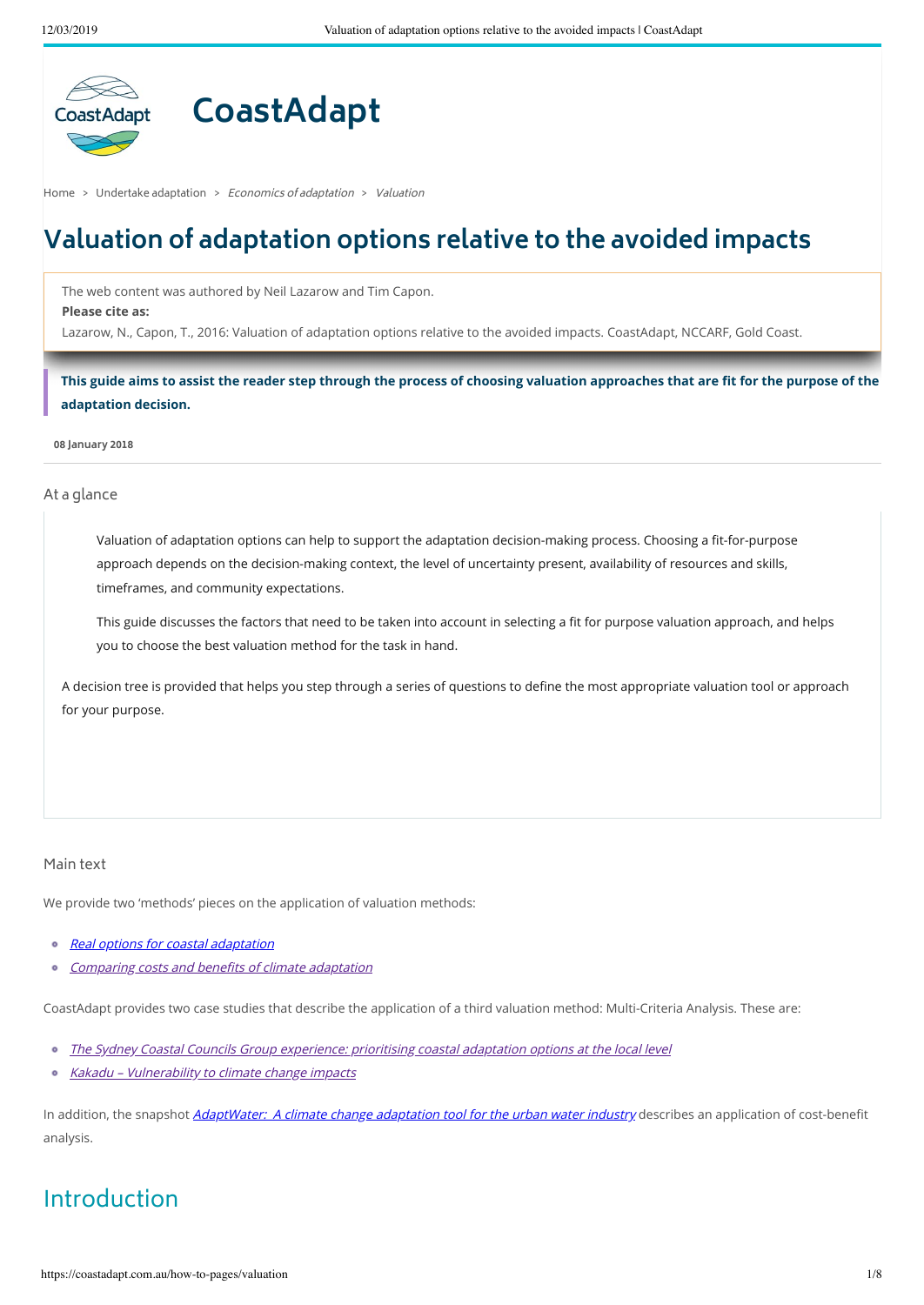CoastAdapt

Home > Undertake adaptation > *Economics of adaptation* > *Valuation*

# Valuation of adaptation options relative to the avoided impacts

The web content was authored by Neil Lazarow and Tim Capon.

**Please cite as:**

Lazarow, N., Capon, T., 2016: Valuation of adaptation options relative to the avoided impacts. CoastAdapt, NCCARF, Gold Coast.

**This guide aims to assist the reader step through the process of choosing valuation approaches that are fit for the purpose of the adaptation decision.**

**08 January 2018**

## At a glance

Valuation of adaptation options can help to support the adaptation decision-making process. Choosing a fit-for-purpose approach depends on the decision-making context, the level of uncertainty present, availability of resources and skills, timeframes, and community expectations.

This guide discusses the factors that need to be taken into account in selecting a fit for purpose valuation approach, and helps you to choose the best valuation method for the task in hand.

A decision tree is provided that helps you step through a series of questions to define the most appropriate valuation tool or approach for your purpose.

## Main text

We provide two 'methods' pieces on the application of valuation methods:

- *Real options for coastal adaptation*
- *Comparing costs and benefits of climate adaptation*

CoastAdapt provides two case studies that describe the application of a third valuation method: Multi-Criteria Analysis. These are:

- *The Sydney Coastal Councils Group experience: prioritising coastal adaptation options at the local level*
- *Kakadu – Vulnerability to climate change impacts*

In addition, the snapshot *AdaptWater: A climate change adaptation tool for the urban water industry* describes an application of cost-benefit analysis.

## Introduction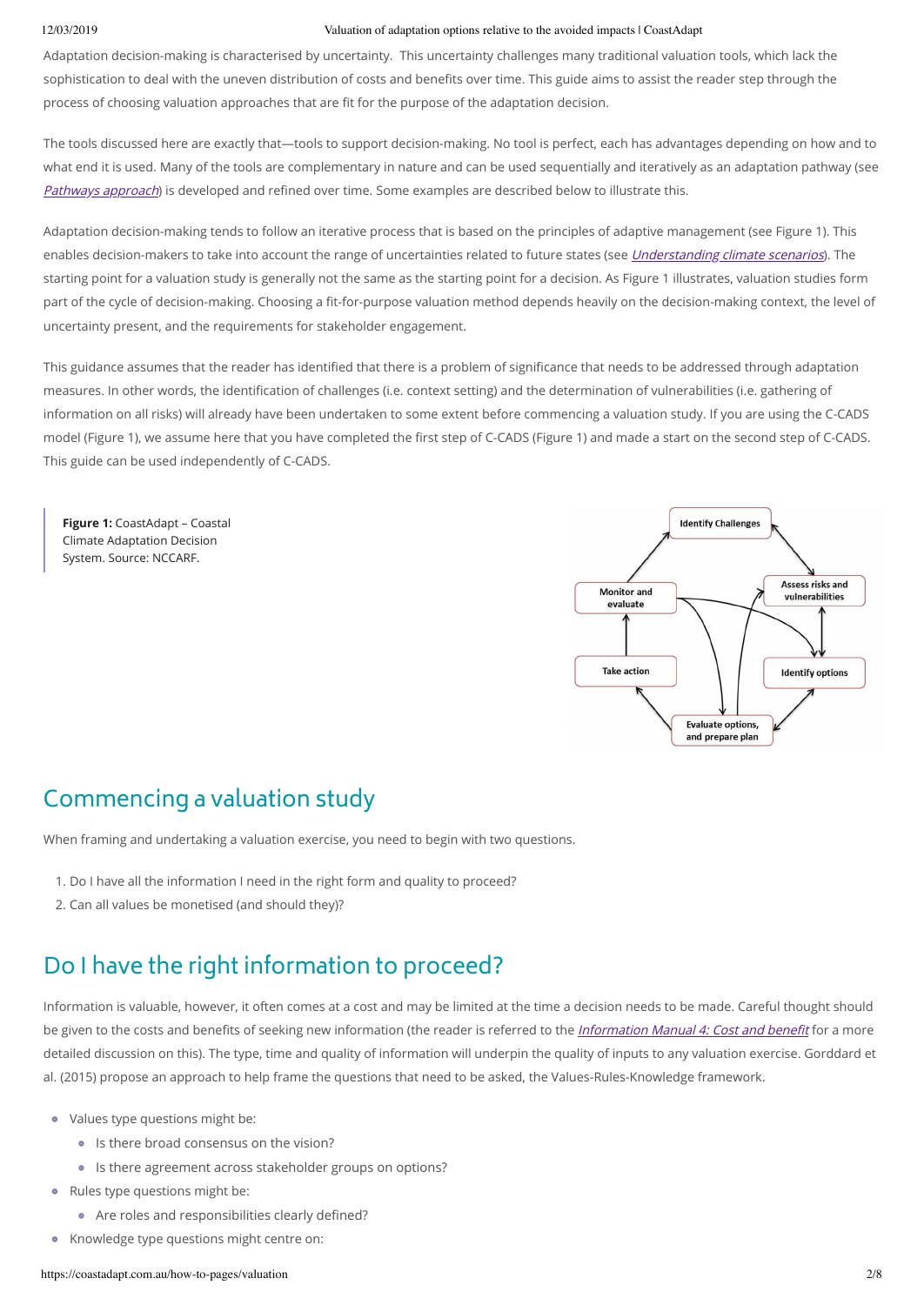Adaptation decision-making is characterised by uncertainty. This uncertainty challenges many traditional valuation tools, which lack the sophistication to deal with the uneven distribution of costs and benefits over time. This guide aims to assist the reader step through the process of choosing valuation approaches that are fit for the purpose of the adaptation decision.

The tools discussed here are exactly that—tools to support decision-making. No tool is perfect, each has advantages depending on how and to what end it is used. Many of the tools are complementary in nature and can be used sequentially and iteratively as an adaptation pathway (see *Pathways approach*) is developed and refined over time. Some examples are described below to illustrate this.

Adaptation decision-making tends to follow an iterative process that is based on the principles of adaptive management (see Figure 1). This enables decision-makers to take into account the range of uncertainties related to future states (see *Understanding climate scenarios*). The starting point for a valuation study is generally not the same as the starting point for a decision. As Figure 1 illustrates, valuation studies form part of the cycle of decision-making. Choosing a fit-for-purpose valuation method depends heavily on the decision-making context, the level of uncertainty present, and the requirements for stakeholder engagement.

This guidance assumes that the reader has identified that there is a problem of significance that needs to be addressed through adaptation measures. In other words, the identification of challenges (i.e. context setting) and the determination of vulnerabilities (i.e. gathering of information on all risks) will already have been undertaken to some extent before commencing a valuation study. If you are using the C-CADS model (Figure 1), we assume here that you have completed the first step of C-CADS (Figure 1) and made a start on the second step of C-CADS. This guide can be used independently of C-CADS.

**Figure 1:** CoastAdapt – Coastal Climate Adaptation Decision System. Source: NCCARF.

Identify Challenges

Assess risks and vulnerabilities

Identify options

Evaluate options, and prepare plan

Take action

Monitor and evaluate

## Commencing a valuation study

When framing and undertaking a valuation exercise, you need to begin with two questions.

1. Do I have all the information I need in the right form and quality to proceed?
2. Can all values be monetised (and should they)?

## Do I have the right information to proceed?

Information is valuable, however, it often comes at a cost and may be limited at the time a decision needs to be made. Careful thought should be given to the costs and benefits of seeking new information (the reader is referred to the *Information Manual 4: Cost and benefit* for a more detailed discussion on this). The type, time and quality of information will underpin the quality of inputs to any valuation exercise. Gorddard et al. (2015) propose an approach to help frame the questions that need to be asked, the Values-Rules-Knowledge framework.

- Values type questions might be:
  - Is there broad consensus on the vision?
  - Is there agreement across stakeholder groups on options?
- Rules type questions might be:
  - Are roles and responsibilities clearly defined?
- Knowledge type questions might centre on: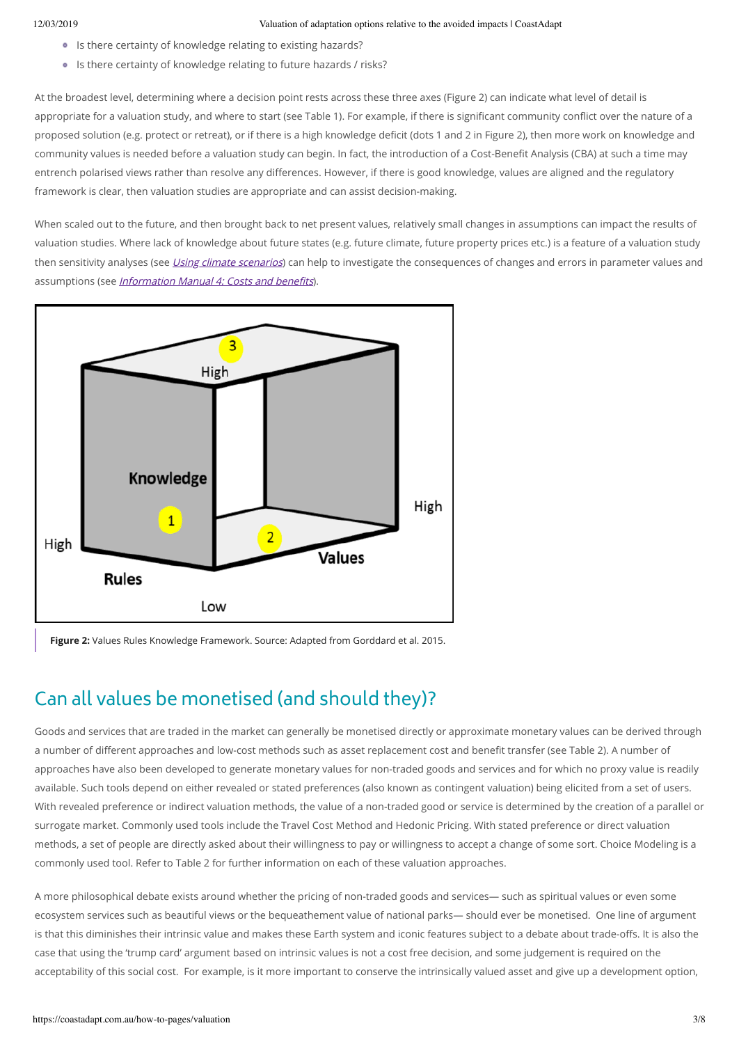- Is there certainty of knowledge relating to existing hazards?
- Is there certainty of knowledge relating to future hazards / risks?

At the broadest level, determining where a decision point rests across these three axes (Figure 2) can indicate what level of detail is appropriate for a valuation study, and where to start (see Table 1). For example, if there is significant community conflict over the nature of a proposed solution (e.g. protect or retreat), or if there is a high knowledge deficit (dots 1 and 2 in Figure 2), then more work on knowledge and community values is needed before a valuation study can begin. In fact, the introduction of a Cost-Benefit Analysis (CBA) at such a time may entrench polarised views rather than resolve any differences. However, if there is good knowledge, values are aligned and the regulatory framework is clear, then valuation studies are appropriate and can assist decision-making.

When scaled out to the future, and then brought back to net present values, relatively small changes in assumptions can impact the results of valuation studies. Where lack of knowledge about future states (e.g. future climate, future property prices etc.) is a feature of a valuation study then sensitivity analyses (see *Using climate scenarios*) can help to investigate the consequences of changes and errors in parameter values and assumptions (see *Information Manual 4: Costs and benefits*).

**Figure 2:** Values Rules Knowledge Framework. Source: Adapted from Gorddard et al. 2015.

## Can all values be monetised (and should they)?

Goods and services that are traded in the market can generally be monetised directly or approximate monetary values can be derived through a number of different approaches and low-cost methods such as asset replacement cost and benefit transfer (see Table 2). A number of approaches have also been developed to generate monetary values for non-traded goods and services and for which no proxy value is readily available. Such tools depend on either revealed or stated preferences (also known as contingent valuation) being elicited from a set of users. With revealed preference or indirect valuation methods, the value of a non-traded good or service is determined by the creation of a parallel or surrogate market. Commonly used tools include the Travel Cost Method and Hedonic Pricing. With stated preference or direct valuation methods, a set of people are directly asked about their willingness to pay or willingness to accept a change of some sort. Choice Modeling is a commonly used tool. Refer to Table 2 for further information on each of these valuation approaches.

A more philosophical debate exists around whether the pricing of non-traded goods and services— such as spiritual values or even some ecosystem services such as beautiful views or the bequeathement value of national parks— should ever be monetised. One line of argument is that this diminishes their intrinsic value and makes these Earth system and iconic features subject to a debate about trade-offs. It is also the case that using the 'trump card' argument based on intrinsic values is not a cost free decision, and some judgement is required on the acceptability of this social cost. For example, is it more important to conserve the intrinsically valued asset and give up a development option,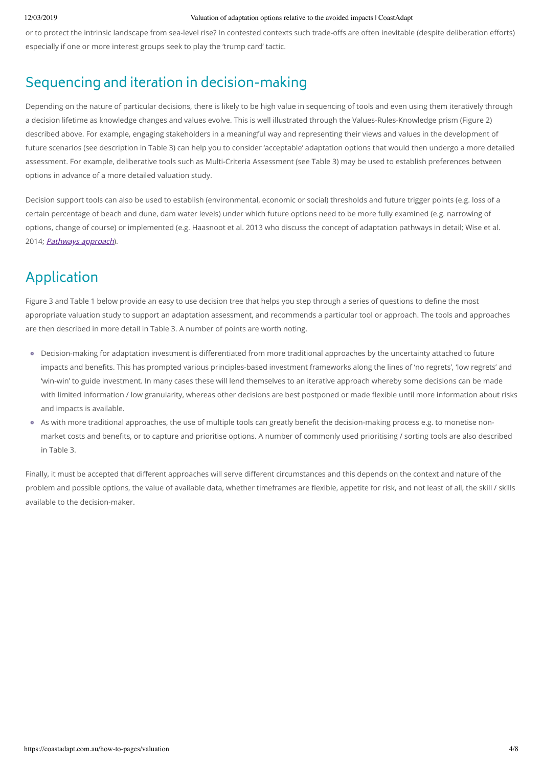or to protect the intrinsic landscape from sea-level rise? In contested contexts such trade-offs are often inevitable (despite deliberation efforts) especially if one or more interest groups seek to play the 'trump card' tactic.

## Sequencing and iteration in decision-making

Depending on the nature of particular decisions, there is likely to be high value in sequencing of tools and even using them iteratively through a decision lifetime as knowledge changes and values evolve. This is well illustrated through the Values-Rules-Knowledge prism (Figure 2) described above. For example, engaging stakeholders in a meaningful way and representing their views and values in the development of future scenarios (see description in Table 3) can help you to consider 'acceptable' adaptation options that would then undergo a more detailed assessment. For example, deliberative tools such as Multi-Criteria Assessment (see Table 3) may be used to establish preferences between options in advance of a more detailed valuation study.

Decision support tools can also be used to establish (environmental, economic or social) thresholds and future trigger points (e.g. loss of a certain percentage of beach and dune, dam water levels) under which future options need to be more fully examined (e.g. narrowing of options, change of course) or implemented (e.g. Haasnoot et al. 2013 who discuss the concept of adaptation pathways in detail; Wise et al. 2014; *Pathways approach*).

## Application

Figure 3 and Table 1 below provide an easy to use decision tree that helps you step through a series of questions to define the most appropriate valuation study to support an adaptation assessment, and recommends a particular tool or approach. The tools and approaches are then described in more detail in Table 3. A number of points are worth noting.

- Decision-making for adaptation investment is differentiated from more traditional approaches by the uncertainty attached to future impacts and benefits. This has prompted various principles-based investment frameworks along the lines of 'no regrets', 'low regrets' and 'win-win' to guide investment. In many cases these will lend themselves to an iterative approach whereby some decisions can be made with limited information / low granularity, whereas other decisions are best postponed or made flexible until more information about risks and impacts is available.
- As with more traditional approaches, the use of multiple tools can greatly benefit the decision-making process e.g. to monetise non-market costs and benefits, or to capture and prioritise options. A number of commonly used prioritising / sorting tools are also described in Table 3.

Finally, it must be accepted that different approaches will serve different circumstances and this depends on the context and nature of the problem and possible options, the value of available data, whether timeframes are flexible, appetite for risk, and not least of all, the skill / skills available to the decision-maker.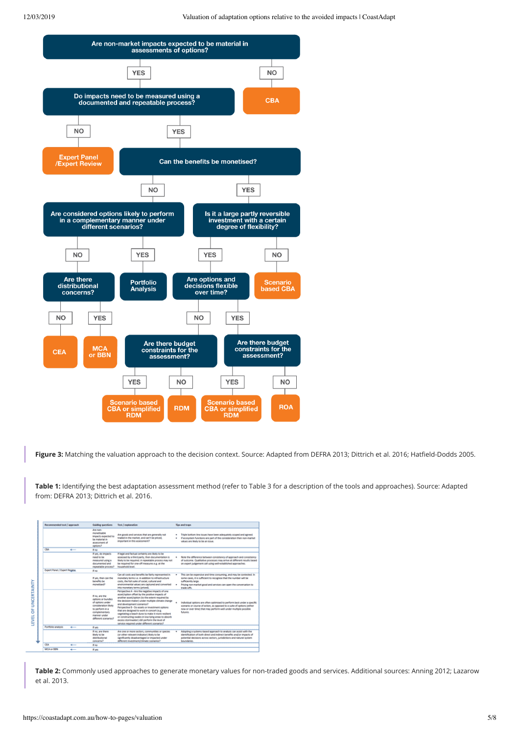Are non-market impacts expected to be material in assessments of options?

- NO → **CBA**
- YES → Do impacts need to be measured using a documented and repeatable process?
  - NO → **Expert Panel /Expert Review**
  - YES → Can the benefits be monetised?
    - NO → Are considered options likely to perform in a complementary manner under different scenarios?
      - NO → Are there distributional concerns?
        - NO → **CEA**
        - YES → **MCA or BBN**
      - YES → **Portfolio Analysis**
    - YES → Is it a large partly reversible investment with a certain degree of flexibility?
      - YES → Are options and decisions flexible over time?
        - NO → Are there budget constraints for the assessment?
          - YES → **Scenario based CBA or simplified RDM**
          - NO → **RDM**
        - YES → Are there budget constraints for the assessment?
          - YES → **Scenario based CBA or simplified RDM**
          - NO → **ROA**
      - NO → **Scenario based CBA**

**Figure 3:** Matching the valuation approach to the decision context. Source: Adapted from DEFRA 2013; Dittrich et al. 2016; Hatfield-Dodds 2005.

**Table 1:** Identifying the best adaptation assessment method (refer to Table 3 for a description of the tools and approaches). Source: Adapted from: DEFRA 2013; Dittrich et al. 2016.

**Table 2:** Commonly used approaches to generate monetary values for non-traded goods and services. Additional sources: Anning 2012; Lazarow et al. 2013.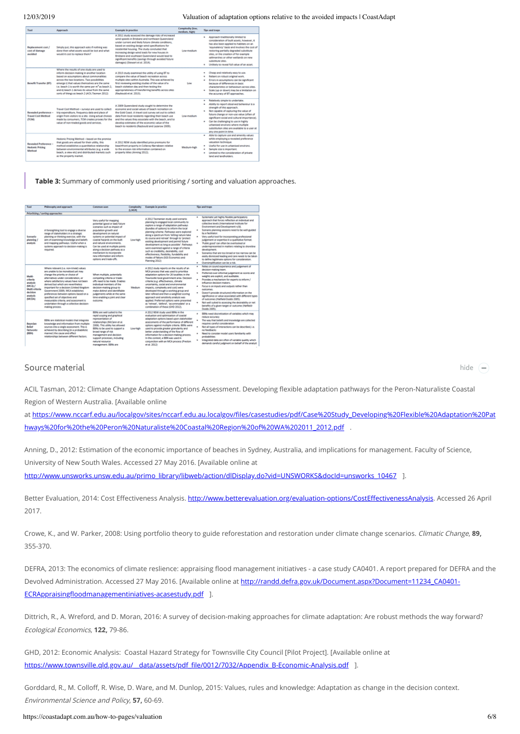| Tool | Approach | Example in practice | Complexity (low, medium, high) | Tips and traps |
| --- | --- | --- | --- | --- |
| Replacement cost / cost of damage avoided | Simply put, this approach asks if nothing was done then what assets would be lost and what would it cost to replace them? | A 2011 study assessed the damage risks of increased wind speeds in Brisbane and northeast Queensland under current and likely future climate conditions, based on existing design wind specifications for residential housing. The study concluded that increasing design wind loads for new houses in Brisbane and southeast Queensland would lead to significant benefits (savings) through avoided future damages) (Stewart et al. 2014). | Low-medium | • Approach traditionally limited to consideration of built assets, however, it has also been applied to habitats on an 'equivalency' basis and involves the cost of restoring partially degraded substitute sites, or the creation of for example saltmarshes or other wetlands on new substitute sites. • Unlikely to reveal full value of an asset. |
| Benefit Transfer (BT) | Where the results of one study are used to inform decision-making in another location based on assumptions about commonalities across the two locations. Two possibilities emerge i) that values themselves are the same i.e. beach 1 is worth the same per m² as beach 2; and ii) beach 1 derives its value from the same sorts of things as beach 2 (ACIL Tasman 2012) | A 2013 study examined the utility of using BT to compare the value of beach recreation across multiple sites within Australia. This was achieved by first reviewing existing studies of the value of a beach visitation day and then testing the appropriateness of transferring benefits across sites (Raybould et al. 2013). | Low | • Cheap and relatively easy to use. • Reliant on robust original work. • Errors in assumptions can be significant because of differences in basic characteristics or behaviours across sites. • Scale (up or down) may be a limitation on the accuracy of BT approaches. |
| Revealed preference – Travel Cost Method (TCM) | Travel Cost Method – surveys are used to collect trip expenditure, frequency data and place of origin from visitors to a site. Using actual choices made by consumers, TCM creates proxies for the value of non-traded goods and services. | A 2009 Queensland study sought to determine the economic and social values of beach recreation on the Gold Coast. A travel cost survey set out to collect data from local residents regarding their beach use and the values they associate with the beach, and to develop estimates of the economic value of the beach to residents (Raybould and Lazarow 2009). | Low-medium | • Relatively simple to undertake. • Ability to report observed behaviour is a strength of this approach. • Not capable of capturing the value of future change or non-use value (often of significant social and cultural importance). • Can be challenging to use in highly urbanised environs where multiple substitution sites are available to a user at any one point in time. |
| Revealed Preference – Hedonic Pricing Method | Hedonic Pricing Method – based on the premise that goods are valued for their utility, this method establishes a quantitative relationship between environmental attributes (e.g. a wide beach, a view etc) and distributed markets such as the property market. | A 2012 NSW study identified price premiums for beachfront property in Collaroy-Narrabeen relative to the erosion risk information contained on property titles (Anning 2012). | Medium-high | • Able to capture use and amenity values while employing a revealed preference valuation technique. • Useful for use in urbanised environs. • Sample size is important. • Limited to the consideration of private land and landholders. |

**Table 3:** Summary of commonly used prioritising / sorting and valuation approaches.

| Tool | Philosophy and approach | Common uses | Complexity (L,M,H) | Example in practice | Tips and traps |
| --- | --- | --- | --- | --- | --- |
| *Prioritising / sorting approaches* | | | | | |
| Scenario planning / analysis | A foresighting tool to engage a diverse range of stakeholders in a strategic planning or thinking exercise, with the aim of examining knowledge and beliefs and mapping pathways. Useful when a systems approach to decision-making is required. | Very useful for mapping potential (good or bad) future scenarios such as impact of population growth and development on natural systems or potential impact of coastal hazards on the built and natural environments. Can be used at multiple points along a decision pathway as a mechanism to incorporate new information and inform options and trade-offs. | Low-high | A 2012 Tasmanian study used scenario planning to engaged local community to explore a range of adaptation pathways (bundles of options) to inform the local planning scheme. Pathways were explored along a spectrum from 'letting nature take its course and retreat' through to 'protect existing development and permit future development as long as possible'. Pathways were examined against a range of criteria such as credibility, desirability, cost effectiveness, flexibility, fundability and modes of failure (SGS Economics and Planning 2012) | • Systematic yet highly flexible participatory approach that forces reflection at individual and collective levels (International Institute for Environment and Development n/d). • Scenario planning sessions need to be well guided by a facilitator. • Very useful tool for incorporating professional judgement or expertise in a qualitative format. • 'Public good' can often be overlooked or underrepresented in matters relating to shoreline development. • Scenarios that are too broad or too narrow can be easily dismissed leading and care needs to be taken to define legitimate options for consideration. • Oversimplification can be a risk. |
| Multi-criteria analysis (MCA) / Multi criteria decision analysis (MCDA) | Where relevant (i.e. non-trivial) values are unable to be monetised yet may change the priority or choice of alternatives under consideration, or where satisfactory values have not been derived but which are nevertheless important for a decision (United Kingdom Government 2009). MCA establishes preferences between options based on a specified set of objectives and measurable criteria, and assessment is undertaken through a collective decision-making process. | When multiple, potentially competing criteria or trade-offs need to be made. Enables individual members of the decision-making group to make distinct and identifiable judgements while at the same time enabling a joint and clear outcome. | Medium | A 2012 study reports on the results of an MCA process that was used to prioritise adaptation options for 26 localities in the Townsville local government area. Decision criteria (e.g. effectiveness, climate uncertainty, social and environmental impacts, complexity and cost) were developed through a working group and later refined and then a weighted scoring approach and sensitivity analysis was applied. Preferred options were presented as 'retreat', 'defend', 'accommodate' or a combination of these (GHD 2012). | • Relies on sound experience and judgement of decision-making team. • Preferred over informal judgement as scores and weights are explicit, and auditable. • Provides a mechanism for experts to inform / influence decision-makers. • Focus is on inputs and outputs rather than outcomes. • Doesn't provide structured information on the significance or value associated with different types of outcomes (Hatfield-Dodds 2005). • Not well suited to assessing the desirability or net benefits of a given target or outcome (Hatfield-Dodds 2005). |
| Bayesian Belief Networks (BBNs) | BBNs are statistical models that integrate knowledge and information from multiple sources into a single assessment. This is achieved by describing (in a probabilistic manner) the cause and effect relationships between different factors. | BBNs are well suited to the rapid scoping and graphical representation of relationships (McCann et al. 2006). This utility has allowed BBNs to be used to support a broad range of risk management and decision support processes, including natural resource management. BBNs are | Low-high | A 2012 NSW study used BBNs in the evaluation and optimisation of coastal adaptation options based upon stakeholder assessments of the performance of different options against multiple criteria. BBNs were used to provide greater granularity and better understanding of the flow of information for a decision-making process. In this context, a BBN was used in conjunction with an MCA process (Preston et al. 2012) | • BBNs need discretisation of variables which may reduce accuracy. • The way that beliefs and knowledge are collected requires careful consideration. • Not all types of interactions can be described, i.e. no feedbacks. • Need to consider model users familiarity with probabilities. • Integrated data are often of variable quality which demands careful judgment on behalf of the analyst |

## Source material

ACIL Tasman, 2012: Climate Change Adaptation Options Assessment. Developing flexible adaptation pathways for the Peron-Naturaliste Coastal Region of Western Australia. [Available online at https://www.nccarf.edu.au/localgov/sites/nccarf.edu.au.localgov/files/casestudies/pdf/Case%20Study_Developing%20Flexible%20Adaptation%20Pathways%20for%20the%20Peron%20Naturaliste%20Coastal%20Region%20of%20WA%202011_2012.pdf ].

Anning, D., 2012: Estimation of the economic importance of beaches in Sydney, Australia, and implications for management. Faculty of Science, University of New South Wales. Accessed 27 May 2016. [Available online at http://www.unsworks.unsw.edu.au/primo_library/libweb/action/dlDisplay.do?vid=UNSWORKS&docId=unsworks_10467 ].

Better Evaluation, 2014: Cost Effectiveness Analysis. http://www.betterevaluation.org/evaluation-options/CostEffectivenessAnalysis. Accessed 26 April 2017.

Crowe, K., and W. Parker, 2008: Using portfolio theory to guide reforestation and restoration under climate change scenarios. *Climatic Change*, **89,** 355-370.

DEFRA, 2013: The economics of climate reslience: appraising flood management initiatives - a case study CA0401. A report prepared for DEFRA and the Devolved Administration. Accessed 27 May 2016. [Available online at http://randd.defra.gov.uk/Document.aspx?Document=11234_CA0401-ECRAppraisingfloodmanagementiniatives-acasestudy.pdf ].

Dittrich, R., A. Wreford, and D. Moran, 2016: A survey of decision-making approaches for climate adaptation: Are robust methods the way forward? *Ecological Economics*, **122,** 79-86.

GHD, 2012: Economic Analysis: Coastal Hazard Strategy for Townsville City Council [Pilot Project]. [Available online at https://www.townsville.qld.gov.au/__data/assets/pdf_file/0012/7032/Appendix_B-Economic-Analysis.pdf ].

Gorddard, R., M. Colloff, R. Wise, D. Ware, and M. Dunlop, 2015: Values, rules and knowledge: Adaptation as change in the decision context. *Environmental Science and Policy*, **57,** 60-69.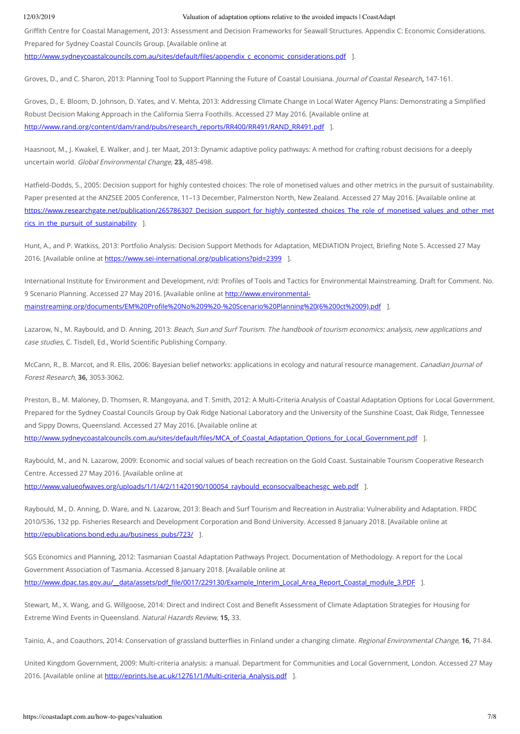Griffith Centre for Coastal Management, 2013: Assessment and Decision Frameworks for Seawall Structures. Appendix C: Economic Considerations. Prepared for Sydney Coastal Councils Group. [Available online at http://www.sydneycoastalcouncils.com.au/sites/default/files/appendix_c_economic_considerations.pdf ].

Groves, D., and C. Sharon, 2013: Planning Tool to Support Planning the Future of Coastal Louisiana. *Journal of Coastal Research***,** 147-161.

Groves, D., E. Bloom, D. Johnson, D. Yates, and V. Mehta, 2013: Addressing Climate Change in Local Water Agency Plans: Demonstrating a Simplified Robust Decision Making Approach in the California Sierra Foothills. Accessed 27 May 2016. [Available online at http://www.rand.org/content/dam/rand/pubs/research_reports/RR400/RR491/RAND_RR491.pdf ].

Haasnoot, M., J. Kwakel, E. Walker, and J. ter Maat, 2013: Dynamic adaptive policy pathways: A method for crafting robust decisions for a deeply uncertain world. *Global Environmental Change*, **23,** 485-498.

Hatfield-Dodds, S., 2005: Decision support for highly contested choices: The role of monetised values and other metrics in the pursuit of sustainability. Paper presented at the ANZSEE 2005 Conference, 11–13 December, Palmerston North, New Zealand. Accessed 27 May 2016. [Available online at https://www.researchgate.net/publication/265786307_Decision_support_for_highly_contested_choices_The_role_of_monetised_values_and_other_metrics_in_the_pursuit_of_sustainability ].

Hunt, A., and P. Watkiss, 2013: Portfolio Analysis: Decision Support Methods for Adaptation, MEDIATION Project, Briefing Note 5. Accessed 27 May 2016. [Available online at https://www.sei-international.org/publications?pid=2399 ].

International Institute for Environment and Development, n/d: Profiles of Tools and Tactics for Environmental Mainstreaming. Draft for Comment. No. 9 Scenario Planning. Accessed 27 May 2016. [Available online at http://www.environmental-mainstreaming.org/documents/EM%20Profile%20No%209%20-%20Scenario%20Planning%20(6%200ct%2009).pdf ].

Lazarow, N., M. Raybould, and D. Anning, 2013: *Beach, Sun and Surf Tourism. The handbook of tourism economics: analysis, new applications and case studies*, C. Tisdell, Ed., World Scientific Publishing Company.

McCann, R., B. Marcot, and R. Ellis, 2006: Bayesian belief networks: applications in ecology and natural resource management. *Canadian Journal of Forest Research*, **36,** 3053-3062.

Preston, B., M. Maloney, D. Thomsen, R. Mangoyana, and T. Smith, 2012: A Multi-Criteria Analysis of Coastal Adaptation Options for Local Government. Prepared for the Sydney Coastal Councils Group by Oak Ridge National Laboratory and the University of the Sunshine Coast, Oak Ridge, Tennessee and Sippy Downs, Queensland. Accessed 27 May 2016. [Available online at http://www.sydneycoastalcouncils.com.au/sites/default/files/MCA_of_Coastal_Adaptation_Options_for_Local_Government.pdf ].

Raybould, M., and N. Lazarow, 2009: Economic and social values of beach recreation on the Gold Coast. Sustainable Tourism Cooperative Research Centre. Accessed 27 May 2016. [Available online at http://www.valueofwaves.org/uploads/1/1/4/2/11420190/100054_raybould_econsocvalbeachesgc_web.pdf ].

Raybould, M., D. Anning, D. Ware, and N. Lazarow, 2013: Beach and Surf Tourism and Recreation in Australia: Vulnerability and Adaptation. FRDC 2010/536, 132 pp. Fisheries Research and Development Corporation and Bond University. Accessed 8 January 2018. [Available online at http://epublications.bond.edu.au/business_pubs/723/ ].

SGS Economics and Planning, 2012: Tasmanian Coastal Adaptation Pathways Project. Documentation of Methodology. A report for the Local Government Association of Tasmania. Accessed 8 January 2018. [Available online at http://www.dpac.tas.gov.au/__data/assets/pdf_file/0017/229130/Example_Interim_Local_Area_Report_Coastal_module_3.PDF ].

Stewart, M., X. Wang, and G. Willgoose, 2014: Direct and Indirect Cost and Benefit Assessment of Climate Adaptation Strategies for Housing for Extreme Wind Events in Queensland. *Natural Hazards Review*, **15,** 33.

Tainio, A., and Coauthors, 2014: Conservation of grassland butterflies in Finland under a changing climate. *Regional Environmental Change*, **16,** 71-84.

United Kingdom Government, 2009: Multi-criteria analysis: a manual. Department for Communities and Local Government, London. Accessed 27 May 2016. [Available online at http://eprints.lse.ac.uk/12761/1/Multi-criteria_Analysis.pdf ].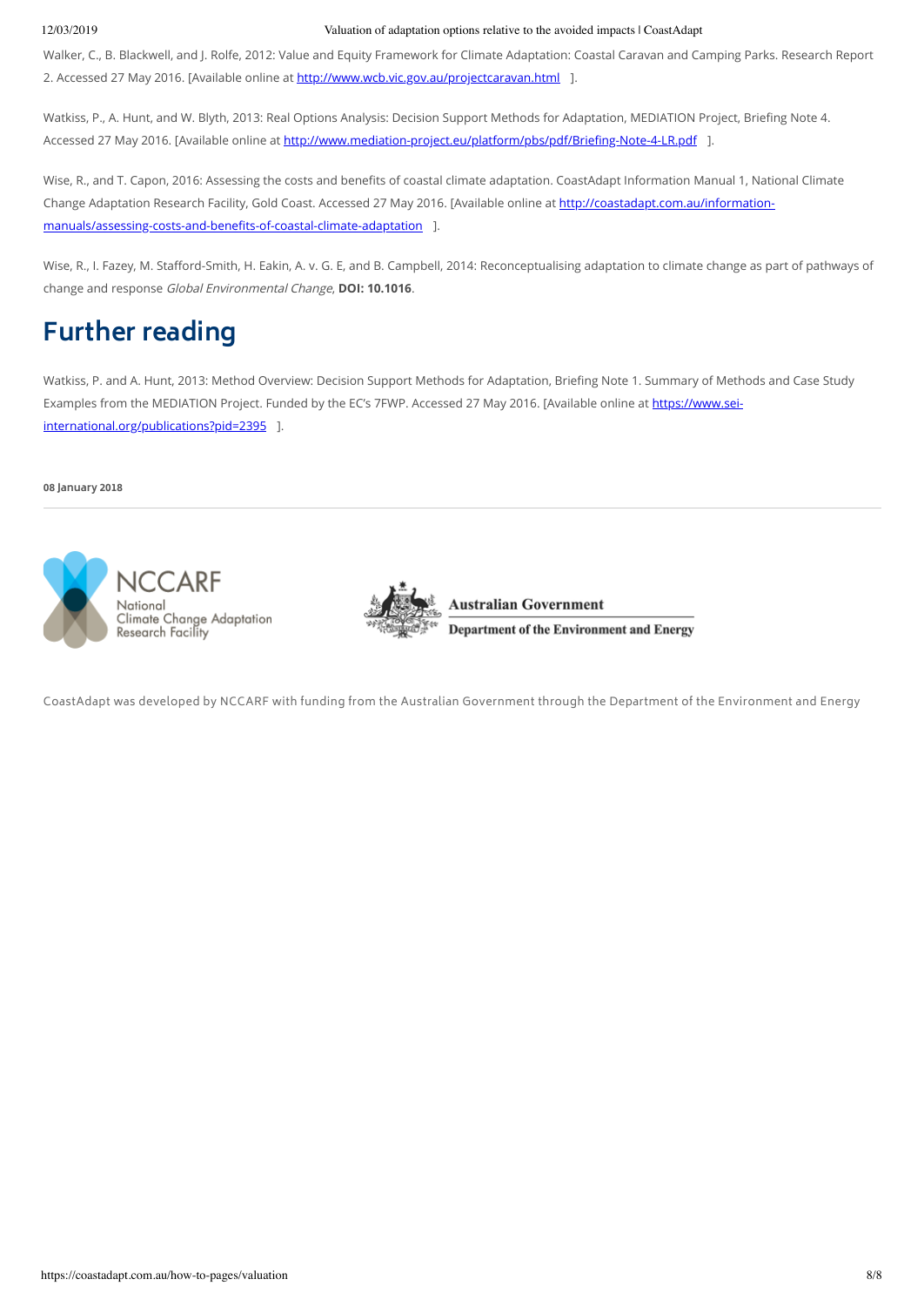Walker, C., B. Blackwell, and J. Rolfe, 2012: Value and Equity Framework for Climate Adaptation: Coastal Caravan and Camping Parks. Research Report 2. Accessed 27 May 2016. [Available online at http://www.wcb.vic.gov.au/projectcaravan.html ].

Watkiss, P., A. Hunt, and W. Blyth, 2013: Real Options Analysis: Decision Support Methods for Adaptation, MEDIATION Project, Briefing Note 4. Accessed 27 May 2016. [Available online at http://www.mediation-project.eu/platform/pbs/pdf/Briefing-Note-4-LR.pdf ].

Wise, R., and T. Capon, 2016: Assessing the costs and benefits of coastal climate adaptation. CoastAdapt Information Manual 1, National Climate Change Adaptation Research Facility, Gold Coast. Accessed 27 May 2016. [Available online at http://coastadapt.com.au/information-manuals/assessing-costs-and-benefits-of-coastal-climate-adaptation ].

Wise, R., I. Fazey, M. Stafford-Smith, H. Eakin, A. v. G. E, and B. Campbell, 2014: Reconceptualising adaptation to climate change as part of pathways of change and response *Global Environmental Change*, **DOI: 10.1016**.

## Further reading

Watkiss, P. and A. Hunt, 2013: Method Overview: Decision Support Methods for Adaptation, Briefing Note 1. Summary of Methods and Case Study Examples from the MEDIATION Project. Funded by the EC's 7FWP. Accessed 27 May 2016. [Available online at https://www.sei-international.org/publications?pid=2395 ].

**08 January 2018**

NCCARF National Climate Change Adaptation Research Facility

Australian Government Department of the Environment and Energy

CoastAdapt was developed by NCCARF with funding from the Australian Government through the Department of the Environment and Energy